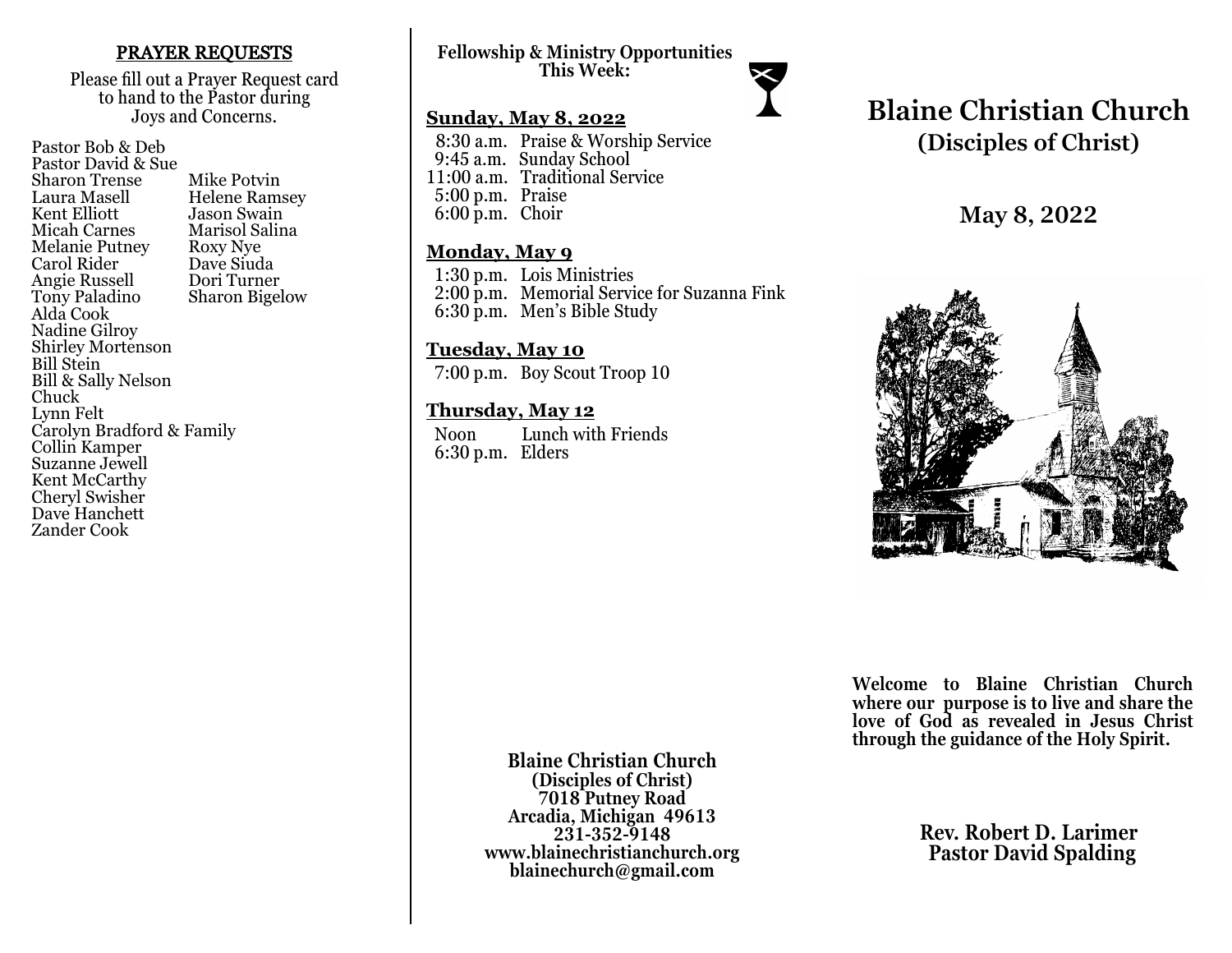## PRAYER REQUESTS

Please fill out a Prayer Request card to hand to the Pastor during Joys and Concerns.

Pastor Bob & Deb
Pastor David & Sue
Sharon Trense
Laura Masell
Kent Elliott
Micah Carnes
Melanie Putney
Carol Rider
Angie Russell
Tony Paladino
Alda Cook
Nadine Gilroy
Shirley Mortenson
Bill Stein
Bill & Sally Nelson
Chuck
Lynn Felt
Carolyn Bradford & Family
Collin Kamper
Suzanne Jewell
Kent McCarthy
Cheryl Swisher
Dave Hanchett
Zander Cook
Mike Potvin
Helene Ramsey
Jason Swain
Marisol Salina
Roxy Nye
Dave Siuda
Dori Turner
Sharon Bigelow

**Fellowship & Ministry Opportunities This Week:**

### Sunday, May 8, 2022

8:30 a.m. Praise & Worship Service
9:45 a.m. Sunday School
11:00 a.m. Traditional Service
5:00 p.m. Praise
6:00 p.m. Choir

### Monday, May 9

1:30 p.m. Lois Ministries
2:00 p.m. Memorial Service for Suzanna Fink
6:30 p.m. Men's Bible Study

### Tuesday, May 10

7:00 p.m. Boy Scout Troop 10

### Thursday, May 12

Noon Lunch with Friends
6:30 p.m. Elders

**Blaine Christian Church**
**(Disciples of Christ)**
**7018 Putney Road**
**Arcadia, Michigan 49613**
**231-352-9148**
**www.blainechristianchurch.org**
**blainechurch@gmail.com**

# Blaine Christian Church
## (Disciples of Christ)

## May 8, 2022

**Welcome to Blaine Christian Church where our purpose is to live and share the love of God as revealed in Jesus Christ through the guidance of the Holy Spirit.**

**Rev. Robert D. Larimer**
**Pastor David Spalding**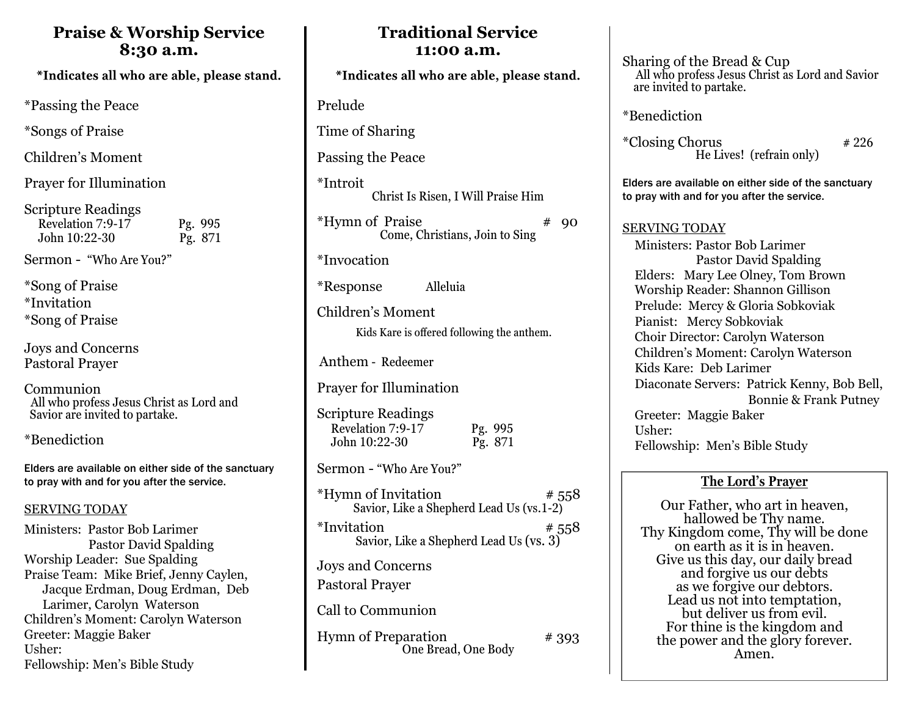## Praise & Worship Service
## 8:30 a.m.

**\*Indicates all who are able, please stand.**

*Passing the Peace

*Songs of Praise

Children's Moment

Prayer for Illumination

Scripture Readings
- Revelation 7:9-17 Pg. 995
- John 10:22-30 Pg. 871

Sermon - "Who Are You?"

*Song of Praise
*Invitation
*Song of Praise

Joys and Concerns
Pastoral Prayer

Communion
All who profess Jesus Christ as Lord and Savior are invited to partake.

*Benediction

Elders are available on either side of the sanctuary to pray with and for you after the service.

SERVING TODAY

Ministers: Pastor Bob Larimer
Pastor David Spalding
Worship Leader: Sue Spalding
Praise Team: Mike Brief, Jenny Caylen, Jacque Erdman, Doug Erdman, Deb Larimer, Carolyn Waterson
Children's Moment: Carolyn Waterson
Greeter: Maggie Baker
Usher:
Fellowship: Men's Bible Study

## Traditional Service
## 11:00 a.m.

**\*Indicates all who are able, please stand.**

Prelude

Time of Sharing

Passing the Peace

*Introit
Christ Is Risen, I Will Praise Him

*Hymn of Praise # 90
Come, Christians, Join to Sing

*Invocation

*Response Alleluia

Children's Moment
Kids Kare is offered following the anthem.

Anthem - Redeemer

Prayer for Illumination

Scripture Readings
- Revelation 7:9-17 Pg. 995
- John 10:22-30 Pg. 871

Sermon - "Who Are You?"

*Hymn of Invitation # 558
Savior, Like a Shepherd Lead Us (vs.1-2)

*Invitation # 558
Savior, Like a Shepherd Lead Us (vs. 3)

Joys and Concerns

Pastoral Prayer

Call to Communion

Hymn of Preparation # 393
One Bread, One Body

Sharing of the Bread & Cup
All who profess Jesus Christ as Lord and Savior are invited to partake.

*Benediction

*Closing Chorus # 226
He Lives! (refrain only)

Elders are available on either side of the sanctuary to pray with and for you after the service.

SERVING TODAY

Ministers: Pastor Bob Larimer
Pastor David Spalding
Elders: Mary Lee Olney, Tom Brown
Worship Reader: Shannon Gillison
Prelude: Mercy & Gloria Sobkoviak
Pianist: Mercy Sobkoviak
Choir Director: Carolyn Waterson
Children's Moment: Carolyn Waterson
Kids Kare: Deb Larimer
Diaconate Servers: Patrick Kenny, Bob Bell, Bonnie & Frank Putney
Greeter: Maggie Baker
Usher:
Fellowship: Men's Bible Study

**The Lord's Prayer**

Our Father, who art in heaven,
hallowed be Thy name.
Thy Kingdom come, Thy will be done
on earth as it is in heaven.
Give us this day, our daily bread
and forgive us our debts
as we forgive our debtors.
Lead us not into temptation,
but deliver us from evil.
For thine is the kingdom and
the power and the glory forever.
Amen.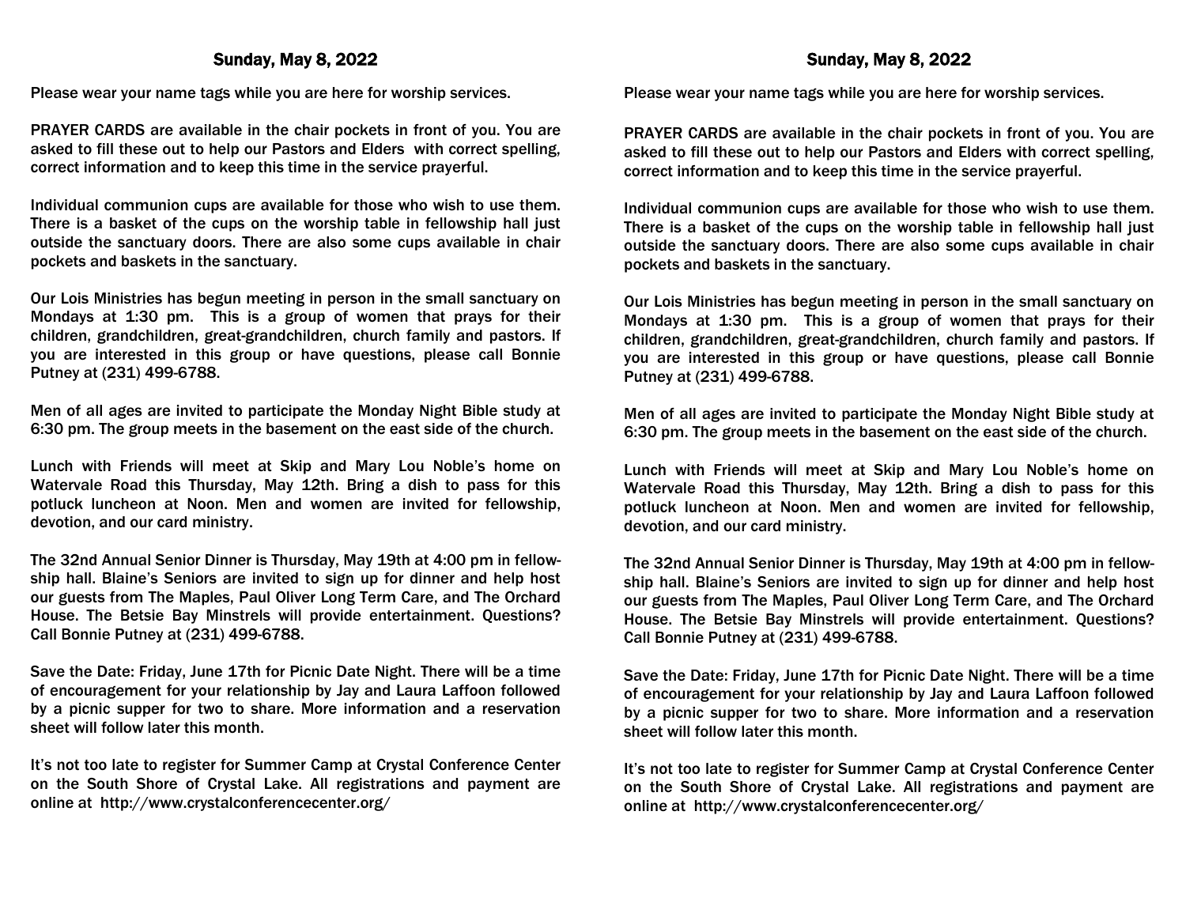## Sunday, May 8, 2022

Please wear your name tags while you are here for worship services.

PRAYER CARDS are available in the chair pockets in front of you. You are asked to fill these out to help our Pastors and Elders with correct spelling, correct information and to keep this time in the service prayerful.

Individual communion cups are available for those who wish to use them. There is a basket of the cups on the worship table in fellowship hall just outside the sanctuary doors. There are also some cups available in chair pockets and baskets in the sanctuary.

Our Lois Ministries has begun meeting in person in the small sanctuary on Mondays at 1:30 pm. This is a group of women that prays for their children, grandchildren, great-grandchildren, church family and pastors. If you are interested in this group or have questions, please call Bonnie Putney at (231) 499-6788.

Men of all ages are invited to participate the Monday Night Bible study at 6:30 pm. The group meets in the basement on the east side of the church.

Lunch with Friends will meet at Skip and Mary Lou Noble's home on Watervale Road this Thursday, May 12th. Bring a dish to pass for this potluck luncheon at Noon. Men and women are invited for fellowship, devotion, and our card ministry.

The 32nd Annual Senior Dinner is Thursday, May 19th at 4:00 pm in fellowship hall. Blaine's Seniors are invited to sign up for dinner and help host our guests from The Maples, Paul Oliver Long Term Care, and The Orchard House. The Betsie Bay Minstrels will provide entertainment. Questions? Call Bonnie Putney at (231) 499-6788.

Save the Date: Friday, June 17th for Picnic Date Night. There will be a time of encouragement for your relationship by Jay and Laura Laffoon followed by a picnic supper for two to share. More information and a reservation sheet will follow later this month.

It's not too late to register for Summer Camp at Crystal Conference Center on the South Shore of Crystal Lake. All registrations and payment are online at http://www.crystalconferencecenter.org/

## Sunday, May 8, 2022

Please wear your name tags while you are here for worship services.

PRAYER CARDS are available in the chair pockets in front of you. You are asked to fill these out to help our Pastors and Elders with correct spelling, correct information and to keep this time in the service prayerful.

Individual communion cups are available for those who wish to use them. There is a basket of the cups on the worship table in fellowship hall just outside the sanctuary doors. There are also some cups available in chair pockets and baskets in the sanctuary.

Our Lois Ministries has begun meeting in person in the small sanctuary on Mondays at 1:30 pm. This is a group of women that prays for their children, grandchildren, great-grandchildren, church family and pastors. If you are interested in this group or have questions, please call Bonnie Putney at (231) 499-6788.

Men of all ages are invited to participate the Monday Night Bible study at 6:30 pm. The group meets in the basement on the east side of the church.

Lunch with Friends will meet at Skip and Mary Lou Noble's home on Watervale Road this Thursday, May 12th. Bring a dish to pass for this potluck luncheon at Noon. Men and women are invited for fellowship, devotion, and our card ministry.

The 32nd Annual Senior Dinner is Thursday, May 19th at 4:00 pm in fellowship hall. Blaine's Seniors are invited to sign up for dinner and help host our guests from The Maples, Paul Oliver Long Term Care, and The Orchard House. The Betsie Bay Minstrels will provide entertainment. Questions? Call Bonnie Putney at (231) 499-6788.

Save the Date: Friday, June 17th for Picnic Date Night. There will be a time of encouragement for your relationship by Jay and Laura Laffoon followed by a picnic supper for two to share. More information and a reservation sheet will follow later this month.

It's not too late to register for Summer Camp at Crystal Conference Center on the South Shore of Crystal Lake. All registrations and payment are online at http://www.crystalconferencecenter.org/